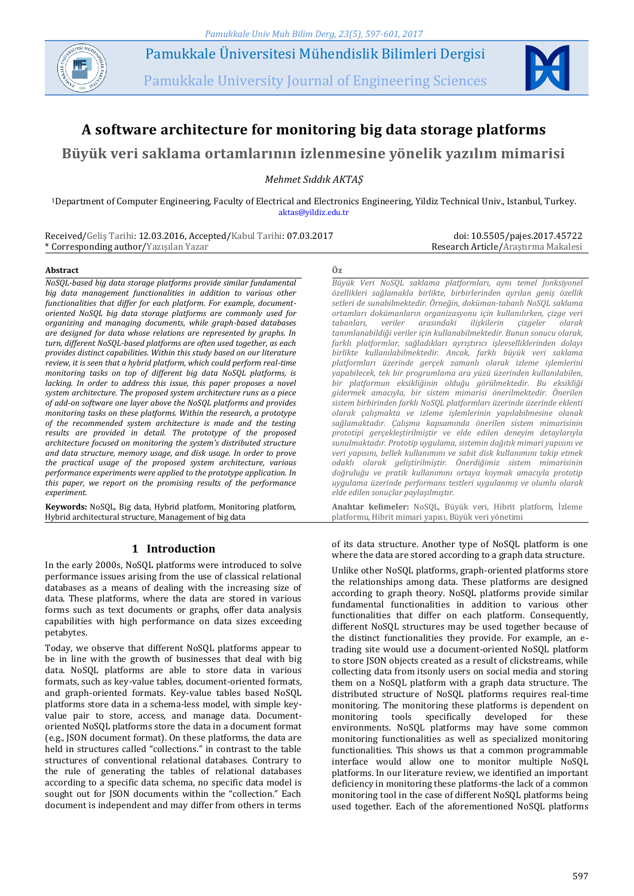Pamukkale Üniversitesi Mühendislik Bilimleri Dergisi

Pamukkale University Journal of Engineering Sciences

# A software architecture for monitoring big data storage platforms

## Büyük veri saklama ortamlarının izlenmesine yönelik yazılım mimarisi

*Mehmet Sıddık AKTAŞ*

[1]Department of Computer Engineering, Faculty of Electrical and Electronics Engineering, Yildiz Technical Univ., Istanbul, Turkey.
aktas@yildiz.edu.tr

Received/Geliş Tarihi: 12.03.2016, Accepted/Kabul Tarihi: 07.03.2017
* Corresponding author/Yazışılan Yazar

doi: 10.5505/pajes.2017.45722
Research Article/Araştırma Makalesi

### Abstract

*NoSQL-based big data storage platforms provide similar fundamental big data management functionalities in addition to various other functionalities that differ for each platform. For example, document-oriented NoSQL big data storage platforms are commonly used for organizing and managing documents, while graph-based databases are designed for data whose relations are represented by graphs. In turn, different NoSQL-based platforms are often used together, as each provides distinct capabilities. Within this study based on our literature review, it is seen that a hybrid platform, which could perform real-time monitoring tasks on top of different big data NoSQL platforms, is lacking. In order to address this issue, this paper proposes a novel system architecture. The proposed system architecture runs as a piece of add-on software one layer above the NoSQL platforms and provides monitoring tasks on these platforms. Within the research, a prototype of the recommended system architecture is made and the testing results are provided in detail. The prototype of the proposed architecture focused on monitoring the system's distributed structure and data structure, memory usage, and disk usage. In order to prove the practical usage of the proposed system architecture, various performance experiments were applied to the prototype application. In this paper, we report on the promising results of the performance experiment.*

**Keywords:** NoSQL, Big data, Hybrid platform, Monitoring platform, Hybrid architectural structure, Management of big data

### Öz

*Büyük Veri NoSQL saklama platformları, aynı temel fonksiyonel özellikleri sağlamakla birlikte, birbirlerinden ayrılan geniş özellik setleri de sunabilmektedir. Örneğin, doküman-tabanlı NoSQL saklama ortamları dokümanların organizasyonu için kullanılırken, çizge veri tabanları, veriler arasındaki ilişkilerin çizgeler olarak tanımlanabildiği veriler için kullanabilmektedir. Bunun sonucu olarak, farklı platformlar, sağladıkları ayrıştırıcı işlevselliklerinden dolayı birlikte kullanılabilmektedir. Ancak, farklı büyük veri saklama platformları üzerinde gerçek zamanlı olarak izleme işlemlerini yapabilecek, tek bir programlama ara yüzü üzerinden kullanılabilen, bir platformun eksikliğinin olduğu görülmektedir. Bu eksikliği gidermek amacıyla, bir sistem mimarisi önerilmektedir. Önerilen sistem birbirinden farklı NoSQL platformları üzerinde eklenti olarak çalışmakta ve izleme işlemlerinin yapılabilmesine olanak sağlamaktadır. Çalışma kapsamında önerilen sistem mimarisinin prototipi gerçekleştirilmiştir ve elde edilen deneyim detaylarıyla sunulmaktadır. Prototip uygulama, sistemin dağıtık mimari yapısını ve veri yapısını, bellek kullanımını ve sabit disk kullanımını takip etmek odaklı olarak geliştirilmiştir. Önerdiğimiz sistem mimarisinin doğruluğu ve pratik kullanımını ortaya koymak amacıyla prototip uygulama üzerinde performans testleri uygulanmış ve olumlu olarak elde edilen sonuçlar paylaşılmıştır.*

**Anahtar kelimeler:** NoSQL, Büyük veri, Hibrit platform, İzleme platformu, Hibrit mimari yapısı, Büyük veri yönetimi

## 1 Introduction

In the early 2000s, NoSQL platforms were introduced to solve performance issues arising from the use of classical relational databases as a means of dealing with the increasing size of data. These platforms, where the data are stored in various forms such as text documents or graphs, offer data analysis capabilities with high performance on data sizes exceeding petabytes.

Today, we observe that different NoSQL platforms appear to be in line with the growth of businesses that deal with big data. NoSQL platforms are able to store data in various formats, such as key-value tables, document-oriented formats, and graph-oriented formats. Key-value tables based NoSQL platforms store data in a schema-less model, with simple key-value pair to store, access, and manage data. Document-oriented NoSQL platforms store the data in a document format (e.g., JSON document format). On these platforms, the data are held in structures called "collections." in contrast to the table structures of conventional relational databases. Contrary to the rule of generating the tables of relational databases according to a specific data schema, no specific data model is sought out for JSON documents within the "collection." Each document is independent and may differ from others in terms of its data structure. Another type of NoSQL platform is one where the data are stored according to a graph data structure.

Unlike other NoSQL platforms, graph-oriented platforms store the relationships among data. These platforms are designed according to graph theory. NoSQL platforms provide similar fundamental functionalities in addition to various other functionalities that differ on each platform. Consequently, different NoSQL structures may be used together because of the distinct functionalities they provide. For example, an e-trading site would use a document-oriented NoSQL platform to store JSON objects created as a result of clickstreams, while collecting data from itsonly users on social media and storing them on a NoSQL platform with a graph data structure. The distributed structure of NoSQL platforms requires real-time monitoring. The monitoring these platforms is dependent on monitoring tools specifically developed for these environments. NoSQL platforms may have some common monitoring functionalities as well as specialized monitoring functionalities. This shows us that a common programmable interface would allow one to monitor multiple NoSQL platforms. In our literature review, we identified an important deficiency in monitoring these platforms-the lack of a common monitoring tool in the case of different NoSQL platforms being used together. Each of the aforementioned NoSQL platforms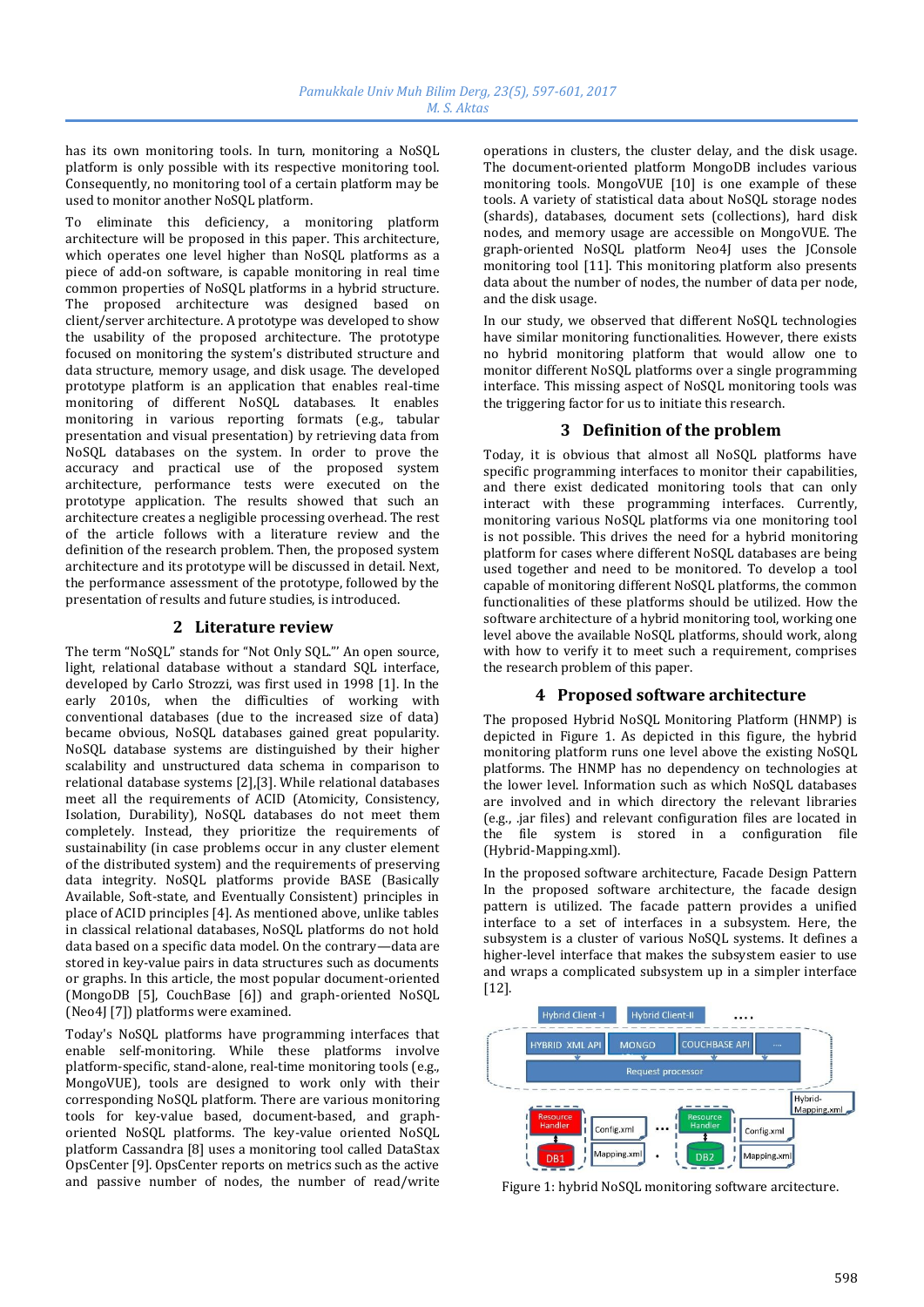has its own monitoring tools. In turn, monitoring a NoSQL platform is only possible with its respective monitoring tool. Consequently, no monitoring tool of a certain platform may be used to monitor another NoSQL platform.

To eliminate this deficiency, a monitoring platform architecture will be proposed in this paper. This architecture, which operates one level higher than NoSQL platforms as a piece of add-on software, is capable monitoring in real time common properties of NoSQL platforms in a hybrid structure. The proposed architecture was designed based on client/server architecture. A prototype was developed to show the usability of the proposed architecture. The prototype focused on monitoring the system's distributed structure and data structure, memory usage, and disk usage. The developed prototype platform is an application that enables real-time monitoring of different NoSQL databases. It enables monitoring in various reporting formats (e.g., tabular presentation and visual presentation) by retrieving data from NoSQL databases on the system. In order to prove the accuracy and practical use of the proposed system architecture, performance tests were executed on the prototype application. The results showed that such an architecture creates a negligible processing overhead. The rest of the article follows with a literature review and the definition of the research problem. Then, the proposed system architecture and its prototype will be discussed in detail. Next, the performance assessment of the prototype, followed by the presentation of results and future studies, is introduced.

## 2 Literature review

The term "NoSQL" stands for "Not Only SQL."' An open source, light, relational database without a standard SQL interface, developed by Carlo Strozzi, was first used in 1998 [1]. In the early 2010s, when the difficulties of working with conventional databases (due to the increased size of data) became obvious, NoSQL databases gained great popularity. NoSQL database systems are distinguished by their higher scalability and unstructured data schema in comparison to relational database systems [2],[3]. While relational databases meet all the requirements of ACID (Atomicity, Consistency, Isolation, Durability), NoSQL databases do not meet them completely. Instead, they prioritize the requirements of sustainability (in case problems occur in any cluster element of the distributed system) and the requirements of preserving data integrity. NoSQL platforms provide BASE (Basically Available, Soft-state, and Eventually Consistent) principles in place of ACID principles [4]. As mentioned above, unlike tables in classical relational databases, NoSQL platforms do not hold data based on a specific data model. On the contrary—data are stored in key-value pairs in data structures such as documents or graphs. In this article, the most popular document-oriented (MongoDB [5], CouchBase [6]) and graph-oriented NoSQL (Neo4J [7]) platforms were examined.

Today's NoSQL platforms have programming interfaces that enable self-monitoring. While these platforms involve platform-specific, stand-alone, real-time monitoring tools (e.g., MongoVUE), tools are designed to work only with their corresponding NoSQL platform. There are various monitoring tools for key-value based, document-based, and graph-oriented NoSQL platforms. The key-value oriented NoSQL platform Cassandra [8] uses a monitoring tool called DataStax OpsCenter [9]. OpsCenter reports on metrics such as the active and passive number of nodes, the number of read/write operations in clusters, the cluster delay, and the disk usage. The document-oriented platform MongoDB includes various monitoring tools. MongoVUE [10] is one example of these tools. A variety of statistical data about NoSQL storage nodes (shards), databases, document sets (collections), hard disk nodes, and memory usage are accessible on MongoVUE. The graph-oriented NoSQL platform Neo4J uses the JConsole monitoring tool [11]. This monitoring platform also presents data about the number of nodes, the number of data per node, and the disk usage.

In our study, we observed that different NoSQL technologies have similar monitoring functionalities. However, there exists no hybrid monitoring platform that would allow one to monitor different NoSQL platforms over a single programming interface. This missing aspect of NoSQL monitoring tools was the triggering factor for us to initiate this research.

## 3 Definition of the problem

Today, it is obvious that almost all NoSQL platforms have specific programming interfaces to monitor their capabilities, and there exist dedicated monitoring tools that can only interact with these programming interfaces. Currently, monitoring various NoSQL platforms via one monitoring tool is not possible. This drives the need for a hybrid monitoring platform for cases where different NoSQL databases are being used together and need to be monitored. To develop a tool capable of monitoring different NoSQL platforms, the common functionalities of these platforms should be utilized. How the software architecture of a hybrid monitoring tool, working one level above the available NoSQL platforms, should work, along with how to verify it to meet such a requirement, comprises the research problem of this paper.

## 4 Proposed software architecture

The proposed Hybrid NoSQL Monitoring Platform (HNMP) is depicted in Figure 1. As depicted in this figure, the hybrid monitoring platform runs one level above the existing NoSQL platforms. The HNMP has no dependency on technologies at the lower level. Information such as which NoSQL databases are involved and in which directory the relevant libraries (e.g., .jar files) and relevant configuration files are located in the file system is stored in a configuration file (Hybrid-Mapping.xml).

In the proposed software architecture, Facade Design Pattern In the proposed software architecture, the facade design pattern is utilized. The facade pattern provides a unified interface to a set of interfaces in a subsystem. Here, the subsystem is a cluster of various NoSQL systems. It defines a higher-level interface that makes the subsystem easier to use and wraps a complicated subsystem up in a simpler interface [12].

Figure 1: hybrid NoSQL monitoring software arcitecture.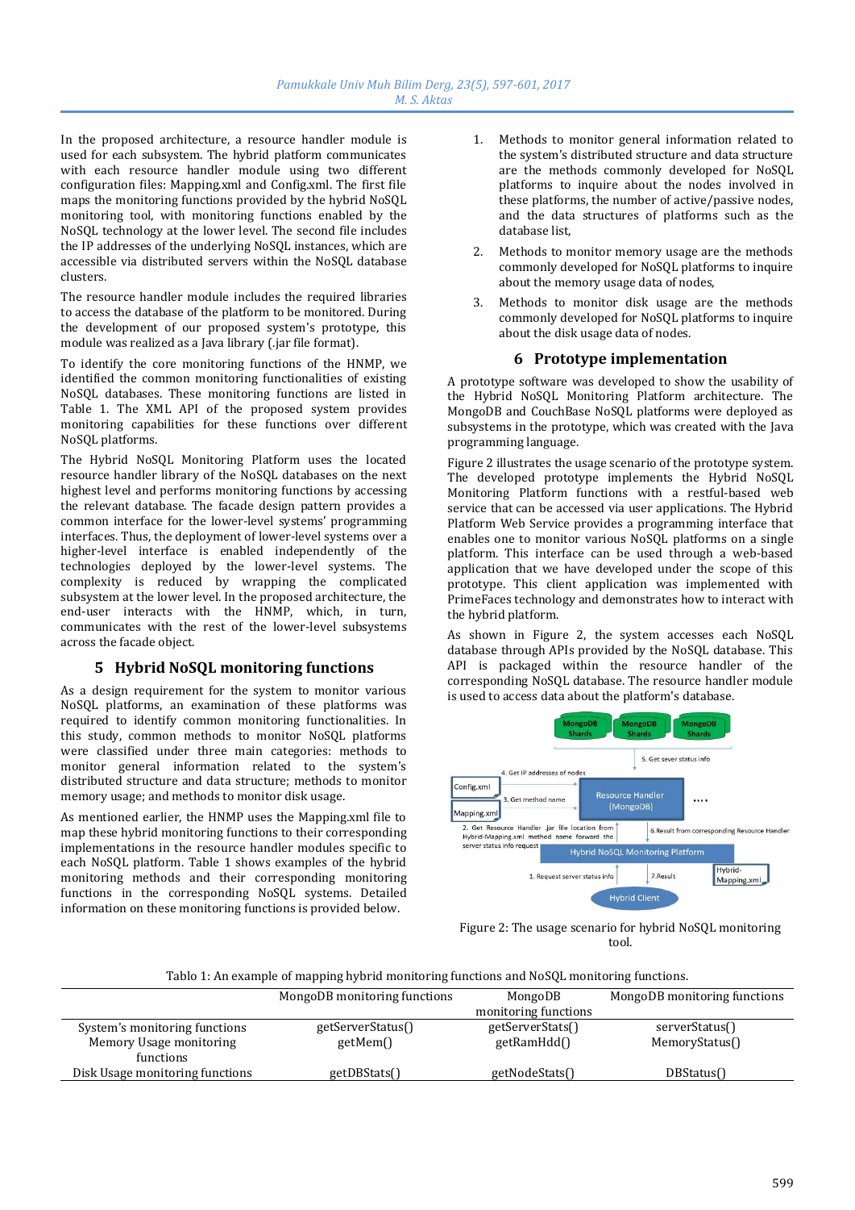In the proposed architecture, a resource handler module is used for each subsystem. The hybrid platform communicates with each resource handler module using two different configuration files: Mapping.xml and Config.xml. The first file maps the monitoring functions provided by the hybrid NoSQL monitoring tool, with monitoring functions enabled by the NoSQL technology at the lower level. The second file includes the IP addresses of the underlying NoSQL instances, which are accessible via distributed servers within the NoSQL database clusters.

The resource handler module includes the required libraries to access the database of the platform to be monitored. During the development of our proposed system's prototype, this module was realized as a Java library (.jar file format).

To identify the core monitoring functions of the HNMP, we identified the common monitoring functionalities of existing NoSQL databases. These monitoring functions are listed in Table 1. The XML API of the proposed system provides monitoring capabilities for these functions over different NoSQL platforms.

The Hybrid NoSQL Monitoring Platform uses the located resource handler library of the NoSQL databases on the next highest level and performs monitoring functions by accessing the relevant database. The facade design pattern provides a common interface for the lower-level systems' programming interfaces. Thus, the deployment of lower-level systems over a higher-level interface is enabled independently of the technologies deployed by the lower-level systems. The complexity is reduced by wrapping the complicated subsystem at the lower level. In the proposed architecture, the end-user interacts with the HNMP, which, in turn, communicates with the rest of the lower-level subsystems across the facade object.

## 5 Hybrid NoSQL monitoring functions

As a design requirement for the system to monitor various NoSQL platforms, an examination of these platforms was required to identify common monitoring functionalities. In this study, common methods to monitor NoSQL platforms were classified under three main categories: methods to monitor general information related to the system's distributed structure and data structure; methods to monitor memory usage; and methods to monitor disk usage.

As mentioned earlier, the HNMP uses the Mapping.xml file to map these hybrid monitoring functions to their corresponding implementations in the resource handler modules specific to each NoSQL platform. Table 1 shows examples of the hybrid monitoring methods and their corresponding monitoring functions in the corresponding NoSQL systems. Detailed information on these monitoring functions is provided below.

1. Methods to monitor general information related to the system's distributed structure and data structure are the methods commonly developed for NoSQL platforms to inquire about the nodes involved in these platforms, the number of active/passive nodes, and the data structures of platforms such as the database list,
2. Methods to monitor memory usage are the methods commonly developed for NoSQL platforms to inquire about the memory usage data of nodes,
3. Methods to monitor disk usage are the methods commonly developed for NoSQL platforms to inquire about the disk usage data of nodes.

## 6 Prototype implementation

A prototype software was developed to show the usability of the Hybrid NoSQL Monitoring Platform architecture. The MongoDB and CouchBase NoSQL platforms were deployed as subsystems in the prototype, which was created with the Java programming language.

Figure 2 illustrates the usage scenario of the prototype system. The developed prototype implements the Hybrid NoSQL Monitoring Platform functions with a restful-based web service that can be accessed via user applications. The Hybrid Platform Web Service provides a programming interface that enables one to monitor various NoSQL platforms on a single platform. This interface can be used through a web-based application that we have developed under the scope of this prototype. This client application was implemented with PrimeFaces technology and demonstrates how to interact with the hybrid platform.

As shown in Figure 2, the system accesses each NoSQL database through APIs provided by the NoSQL database. This API is packaged within the resource handler of the corresponding NoSQL database. The resource handler module is used to access data about the platform's database.

Figure 2: The usage scenario for hybrid NoSQL monitoring tool.

Tablo 1: An example of mapping hybrid monitoring functions and NoSQL monitoring functions.

| | MongoDB monitoring functions | MongoDB monitoring functions | MongoDB monitoring functions |
|---|---|---|---|
| System's monitoring functions | getServerStatus() | getServerStats() | serverStatus() |
| Memory Usage monitoring functions | getMem() | getRamHdd() | MemoryStatus() |
| Disk Usage monitoring functions | getDBStats() | getNodeStats() | DBStatus() |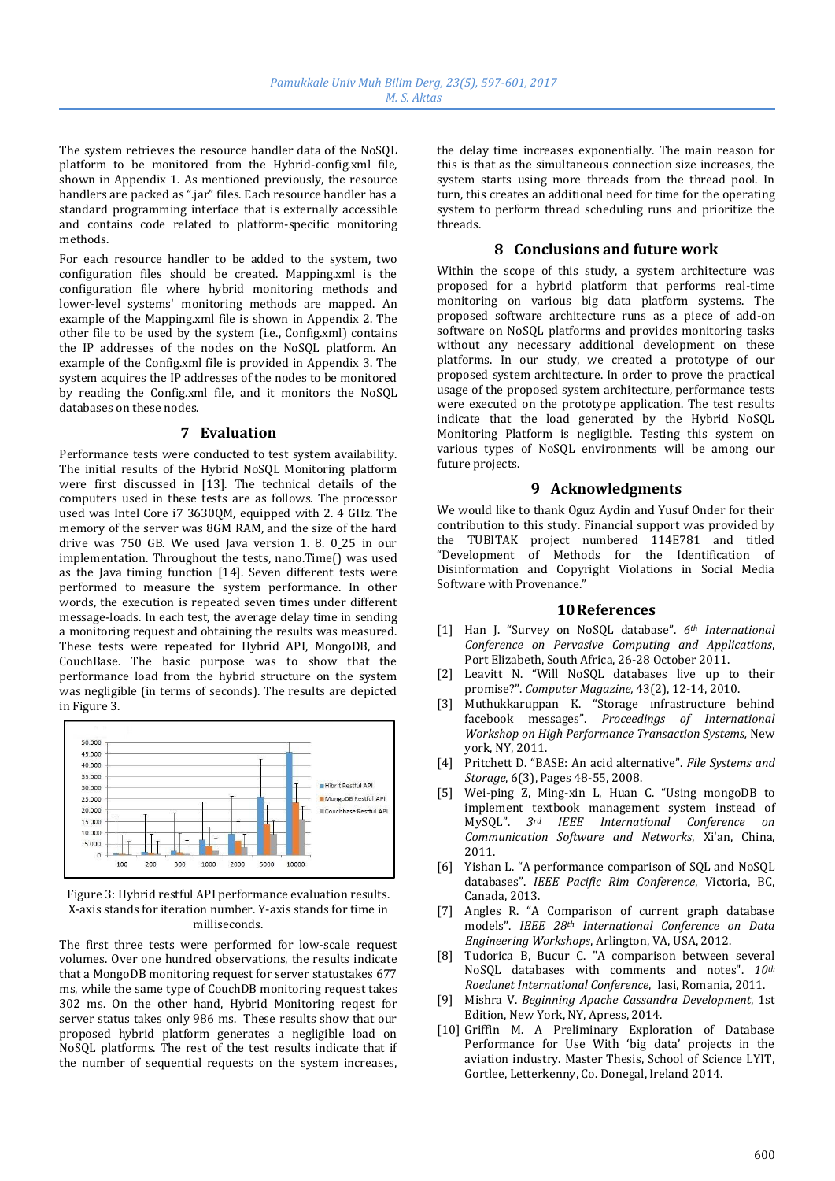The system retrieves the resource handler data of the NoSQL platform to be monitored from the Hybrid-config.xml file, shown in Appendix 1. As mentioned previously, the resource handlers are packed as ".jar" files. Each resource handler has a standard programming interface that is externally accessible and contains code related to platform-specific monitoring methods.

For each resource handler to be added to the system, two configuration files should be created. Mapping.xml is the configuration file where hybrid monitoring methods and lower-level systems' monitoring methods are mapped. An example of the Mapping.xml file is shown in Appendix 2. The other file to be used by the system (i.e., Config.xml) contains the IP addresses of the nodes on the NoSQL platform. An example of the Config.xml file is provided in Appendix 3. The system acquires the IP addresses of the nodes to be monitored by reading the Config.xml file, and it monitors the NoSQL databases on these nodes.

## 7 Evaluation

Performance tests were conducted to test system availability. The initial results of the Hybrid NoSQL Monitoring platform were first discussed in [13]. The technical details of the computers used in these tests are as follows. The processor used was Intel Core i7 3630QM, equipped with 2. 4 GHz. The memory of the server was 8GM RAM, and the size of the hard drive was 750 GB. We used Java version 1. 8. 0_25 in our implementation. Throughout the tests, nano.Time() was used as the Java timing function [14]. Seven different tests were performed to measure the system performance. In other words, the execution is repeated seven times under different message-loads. In each test, the average delay time in sending a monitoring request and obtaining the results was measured. These tests were repeated for Hybrid API, MongoDB, and CouchBase. The basic purpose was to show that the performance load from the hybrid structure on the system was negligible (in terms of seconds). The results are depicted in Figure 3.

Figure 3: Hybrid restful API performance evaluation results. X-axis stands for iteration number. Y-axis stands for time in milliseconds.

The first three tests were performed for low-scale request volumes. Over one hundred observations, the results indicate that a MongoDB monitoring request for server statustakes 677 ms, while the same type of CouchDB monitoring request takes 302 ms. On the other hand, Hybrid Monitoring reqest for server status takes only 986 ms. These results show that our proposed hybrid platform generates a negligible load on NoSQL platforms. The rest of the test results indicate that if the number of sequential requests on the system increases, the delay time increases exponentially. The main reason for this is that as the simultaneous connection size increases, the system starts using more threads from the thread pool. In turn, this creates an additional need for time for the operating system to perform thread scheduling runs and prioritize the threads.

## 8 Conclusions and future work

Within the scope of this study, a system architecture was proposed for a hybrid platform that performs real-time monitoring on various big data platform systems. The proposed software architecture runs as a piece of add-on software on NoSQL platforms and provides monitoring tasks without any necessary additional development on these platforms. In our study, we created a prototype of our proposed system architecture. In order to prove the practical usage of the proposed system architecture, performance tests were executed on the prototype application. The test results indicate that the load generated by the Hybrid NoSQL Monitoring Platform is negligible. Testing this system on various types of NoSQL environments will be among our future projects.

## 9 Acknowledgments

We would like to thank Oguz Aydin and Yusuf Onder for their contribution to this study. Financial support was provided by the TUBITAK project numbered 114E781 and titled "Development of Methods for the Identification of Disinformation and Copyright Violations in Social Media Software with Provenance."

## 10 References

[1] Han J. "Survey on NoSQL database". *6th International Conference on Pervasive Computing and Applications*, Port Elizabeth, South Africa, 26-28 October 2011.

[2] Leavitt N. "Will NoSQL databases live up to their promise?". *Computer Magazine,* 43(2), 12-14, 2010.

[3] Muthukkaruppan K. "Storage ınfrastructure behind facebook messages". *Proceedings of International Workshop on High Performance Transaction Systems,* New york, NY, 2011.

[4] Pritchett D. "BASE: An acid alternative". *File Systems and Storage*, 6(3), Pages 48-55, 2008.

[5] Wei-ping Z, Ming-xin L, Huan C. "Using mongoDB to implement textbook management system instead of MySQL". *3rd IEEE International Conference on Communication Software and Networks*, Xi'an, China, 2011.

[6] Yishan L. "A performance comparison of SQL and NoSQL databases". *IEEE Pacific Rim Conference*, Victoria, BC, Canada, 2013.

[7] Angles R. "A Comparison of current graph database models". *IEEE 28th International Conference on Data Engineering Workshops*, Arlington, VA, USA, 2012.

[8] Tudorica B, Bucur C. "A comparison between several NoSQL databases with comments and notes". *10th Roedunet International Conference*, Iasi, Romania, 2011.

[9] Mishra V. *Beginning Apache Cassandra Development*, 1st Edition, New York, NY, Apress, 2014.

[10] Griffin M. A Preliminary Exploration of Database Performance for Use With 'big data' projects in the aviation industry. Master Thesis, School of Science LYIT, Gortlee, Letterkenny, Co. Donegal, Ireland 2014.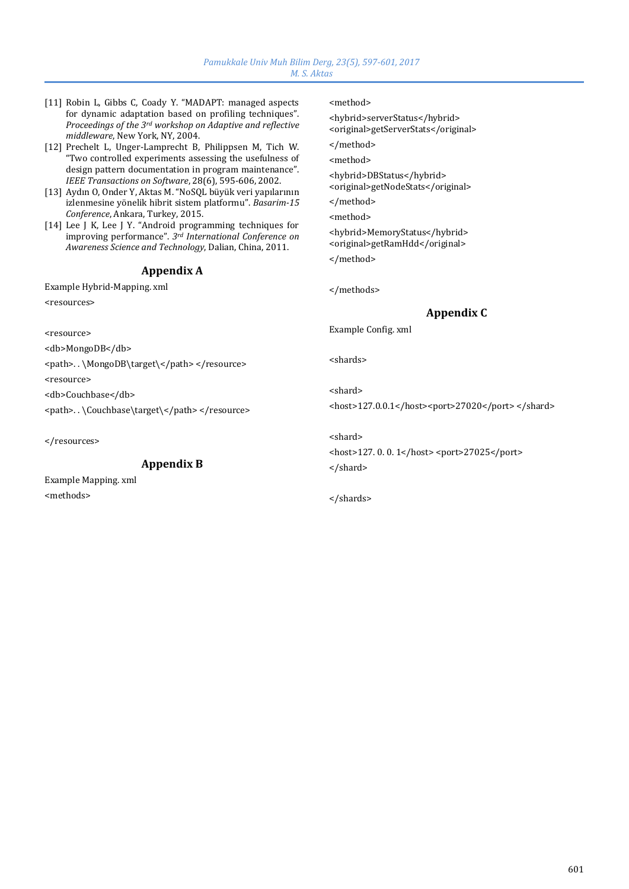[11] Robin L, Gibbs C, Coady Y. "MADAPT: managed aspects for dynamic adaptation based on profiling techniques". *Proceedings of the 3rd workshop on Adaptive and reflective middleware*, New York, NY, 2004.

[12] Prechelt L, Unger-Lamprecht B, Philippsen M, Tich W. "Two controlled experiments assessing the usefulness of design pattern documentation in program maintenance". *IEEE Transactions on Software*, 28(6), 595-606, 2002.

[13] Aydın O, Onder Y, Aktas M. "NoSQL büyük veri yapılarının izlenmesine yönelik hibrit sistem platformu". *Basarim-15 Conference*, Ankara, Turkey, 2015.

[14] Lee J K, Lee J Y. "Android programming techniques for improving performance". *3rd International Conference on Awareness Science and Technology*, Dalian, China, 2011.

## Appendix A

Example Hybrid-Mapping. xml

```
<resources>

<resource>
<db>MongoDB</db>
<path>. . \MongoDB\target\</path> </resource>
<resource>
<db>Couchbase</db>
<path>. . \Couchbase\target\</path> </resource>

</resources>
```

## Appendix B

Example Mapping. xml

```
<methods>
<method>
<hybrid>serverStatus</hybrid>
<original>getServerStats</original>
</method>
<method>
<hybrid>DBStatus</hybrid>
<original>getNodeStats</original>
</method>
<method>
<hybrid>MemoryStatus</hybrid>
<original>getRamHdd</original>
</method>

</methods>
```

## Appendix C

Example Config. xml

```
<shards>

<shard>
<host>127.0.0.1</host><port>27020</port> </shard>

<shard>
<host>127. 0. 0. 1</host> <port>27025</port>
</shard>

</shards>
```